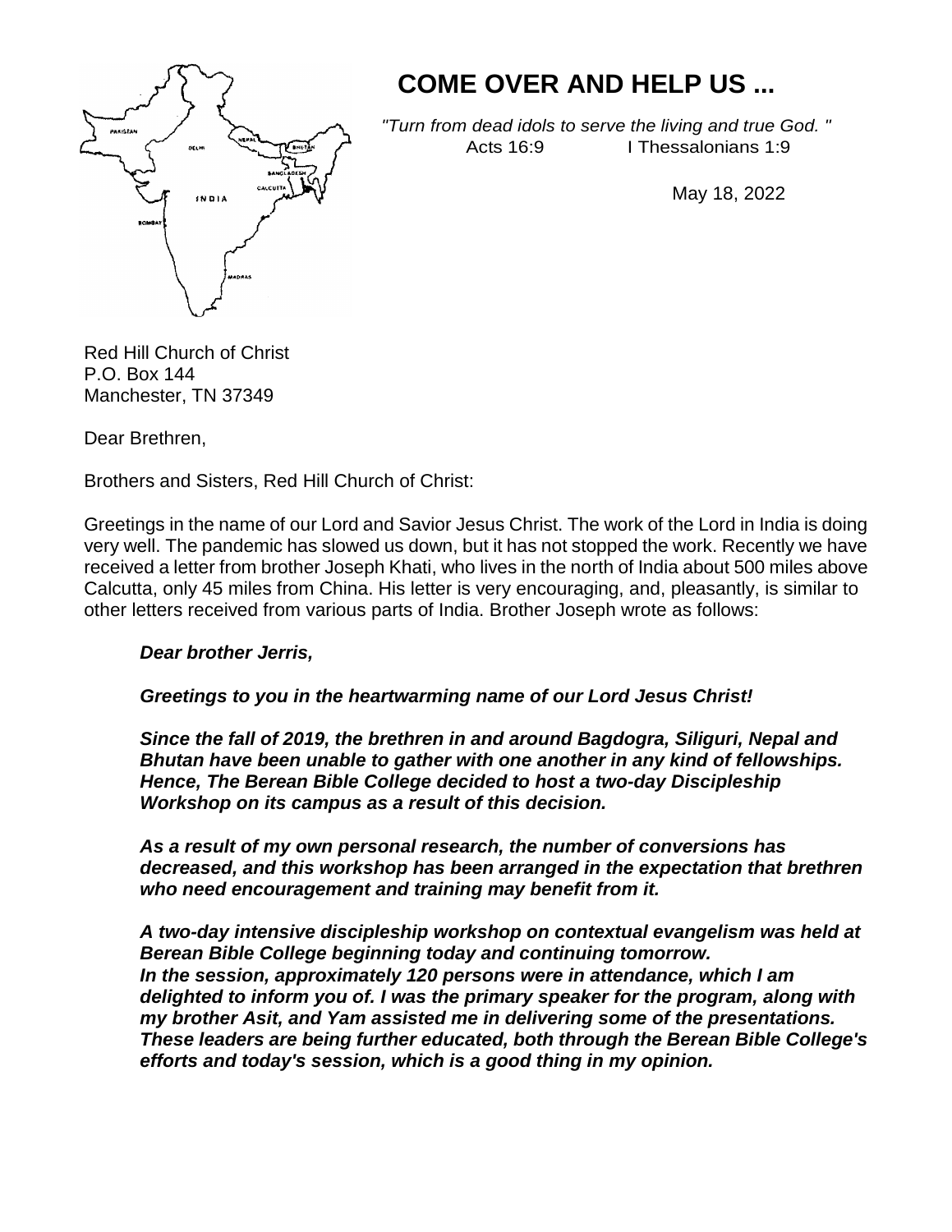# COME OVER AND HELP US ...

*"Turn from dead idols to serve the living and true God. "*
Acts 16:9 I Thessalonians 1:9

May 18, 2022

Red Hill Church of Christ
P.O. Box 144
Manchester, TN 37349

Dear Brethren,

Brothers and Sisters, Red Hill Church of Christ:

Greetings in the name of our Lord and Savior Jesus Christ. The work of the Lord in India is doing very well. The pandemic has slowed us down, but it has not stopped the work. Recently we have received a letter from brother Joseph Khati, who lives in the north of India about 500 miles above Calcutta, only 45 miles from China. His letter is very encouraging, and, pleasantly, is similar to other letters received from various parts of India. Brother Joseph wrote as follows:

> ***Dear brother Jerris,***
>
> ***Greetings to you in the heartwarming name of our Lord Jesus Christ!***
>
> ***Since the fall of 2019, the brethren in and around Bagdogra, Siliguri, Nepal and Bhutan have been unable to gather with one another in any kind of fellowships. Hence, The Berean Bible College decided to host a two-day Discipleship Workshop on its campus as a result of this decision.***
>
> ***As a result of my own personal research, the number of conversions has decreased, and this workshop has been arranged in the expectation that brethren who need encouragement and training may benefit from it.***
>
> ***A two-day intensive discipleship workshop on contextual evangelism was held at Berean Bible College beginning today and continuing tomorrow. In the session, approximately 120 persons were in attendance, which I am delighted to inform you of. I was the primary speaker for the program, along with my brother Asit, and Yam assisted me in delivering some of the presentations. These leaders are being further educated, both through the Berean Bible College's efforts and today's session, which is a good thing in my opinion.***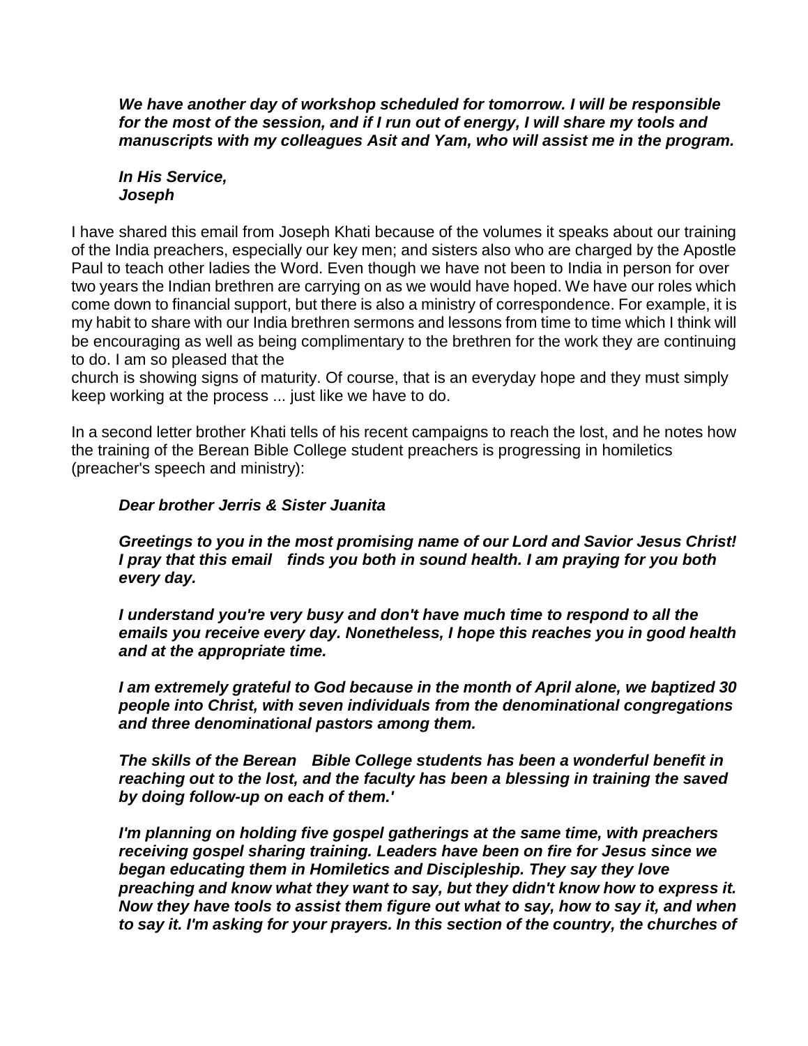***We have another day of workshop scheduled for tomorrow. I will be responsible for the most of the session, and if I run out of energy, I will share my tools and manuscripts with my colleagues Asit and Yam, who will assist me in the program.***

***In His Service,***
***Joseph***

I have shared this email from Joseph Khati because of the volumes it speaks about our training of the India preachers, especially our key men; and sisters also who are charged by the Apostle Paul to teach other ladies the Word. Even though we have not been to India in person for over two years the Indian brethren are carrying on as we would have hoped. We have our roles which come down to financial support, but there is also a ministry of correspondence. For example, it is my habit to share with our India brethren sermons and lessons from time to time which I think will be encouraging as well as being complimentary to the brethren for the work they are continuing to do. I am so pleased that the church is showing signs of maturity. Of course, that is an everyday hope and they must simply keep working at the process ... just like we have to do.

In a second letter brother Khati tells of his recent campaigns to reach the lost, and he notes how the training of the Berean Bible College student preachers is progressing in homiletics (preacher's speech and ministry):

***Dear brother Jerris & Sister Juanita***

***Greetings to you in the most promising name of our Lord and Savior Jesus Christ! I pray that this email finds you both in sound health. I am praying for you both every day.***

***I understand you're very busy and don't have much time to respond to all the emails you receive every day. Nonetheless, I hope this reaches you in good health and at the appropriate time.***

***I am extremely grateful to God because in the month of April alone, we baptized 30 people into Christ, with seven individuals from the denominational congregations and three denominational pastors among them.***

***The skills of the Berean Bible College students has been a wonderful benefit in reaching out to the lost, and the faculty has been a blessing in training the saved by doing follow-up on each of them.'***

***I'm planning on holding five gospel gatherings at the same time, with preachers receiving gospel sharing training. Leaders have been on fire for Jesus since we began educating them in Homiletics and Discipleship. They say they love preaching and know what they want to say, but they didn't know how to express it. Now they have tools to assist them figure out what to say, how to say it, and when to say it. I'm asking for your prayers. In this section of the country, the churches of***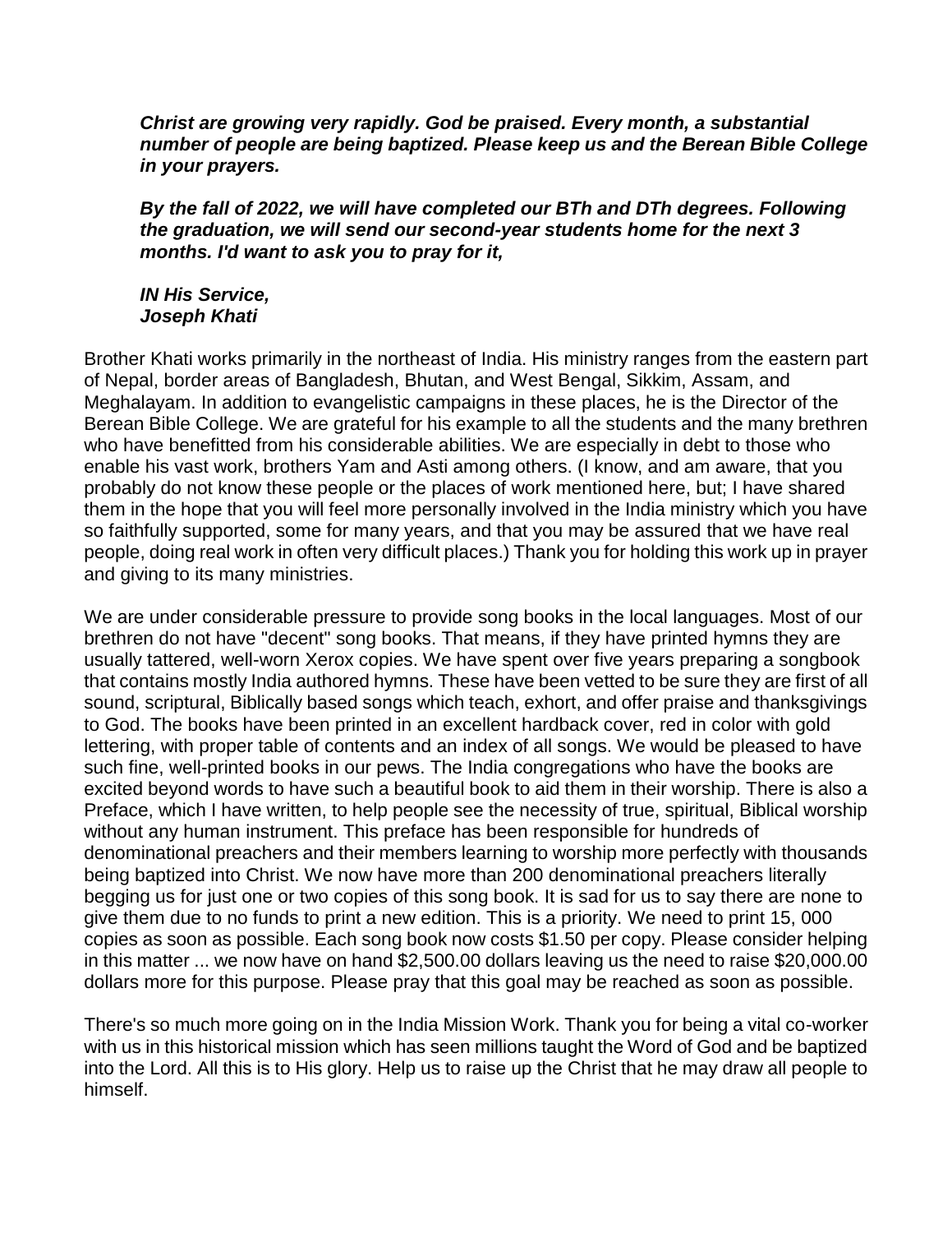***Christ are growing very rapidly. God be praised. Every month, a substantial number of people are being baptized. Please keep us and the Berean Bible College in your prayers.***

***By the fall of 2022, we will have completed our BTh and DTh degrees. Following the graduation, we will send our second-year students home for the next 3 months. I'd want to ask you to pray for it,***

***IN His Service,***
***Joseph Khati***

Brother Khati works primarily in the northeast of India. His ministry ranges from the eastern part of Nepal, border areas of Bangladesh, Bhutan, and West Bengal, Sikkim, Assam, and Meghalayam. In addition to evangelistic campaigns in these places, he is the Director of the Berean Bible College. We are grateful for his example to all the students and the many brethren who have benefitted from his considerable abilities. We are especially in debt to those who enable his vast work, brothers Yam and Asti among others. (I know, and am aware, that you probably do not know these people or the places of work mentioned here, but; I have shared them in the hope that you will feel more personally involved in the India ministry which you have so faithfully supported, some for many years, and that you may be assured that we have real people, doing real work in often very difficult places.) Thank you for holding this work up in prayer and giving to its many ministries.

We are under considerable pressure to provide song books in the local languages. Most of our brethren do not have "decent" song books. That means, if they have printed hymns they are usually tattered, well-worn Xerox copies. We have spent over five years preparing a songbook that contains mostly India authored hymns. These have been vetted to be sure they are first of all sound, scriptural, Biblically based songs which teach, exhort, and offer praise and thanksgivings to God. The books have been printed in an excellent hardback cover, red in color with gold lettering, with proper table of contents and an index of all songs. We would be pleased to have such fine, well-printed books in our pews. The India congregations who have the books are excited beyond words to have such a beautiful book to aid them in their worship. There is also a Preface, which I have written, to help people see the necessity of true, spiritual, Biblical worship without any human instrument. This preface has been responsible for hundreds of denominational preachers and their members learning to worship more perfectly with thousands being baptized into Christ. We now have more than 200 denominational preachers literally begging us for just one or two copies of this song book. It is sad for us to say there are none to give them due to no funds to print a new edition. This is a priority. We need to print 15, 000 copies as soon as possible. Each song book now costs $1.50 per copy. Please consider helping in this matter ... we now have on hand $2,500.00 dollars leaving us the need to raise $20,000.00 dollars more for this purpose. Please pray that this goal may be reached as soon as possible.

There's so much more going on in the India Mission Work. Thank you for being a vital co-worker with us in this historical mission which has seen millions taught the Word of God and be baptized into the Lord. All this is to His glory. Help us to raise up the Christ that he may draw all people to himself.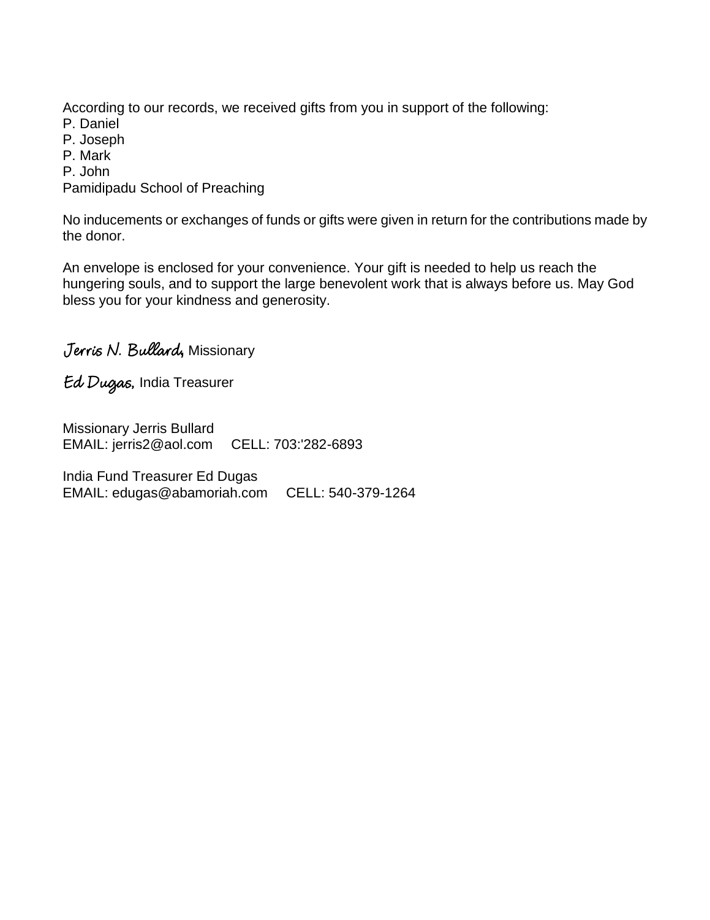According to our records, we received gifts from you in support of the following:
P. Daniel
P. Joseph
P. Mark
P. John
Pamidipadu School of Preaching

No inducements or exchanges of funds or gifts were given in return for the contributions made by the donor.

An envelope is enclosed for your convenience. Your gift is needed to help us reach the hungering souls, and to support the large benevolent work that is always before us. May God bless you for your kindness and generosity.

*Jerris N. Bullard*, Missionary

*Ed Dugas*, India Treasurer

Missionary Jerris Bullard
EMAIL: jerris2@aol.com CELL: 703:'282-6893

India Fund Treasurer Ed Dugas
EMAIL: edugas@abamoriah.com CELL: 540-379-1264